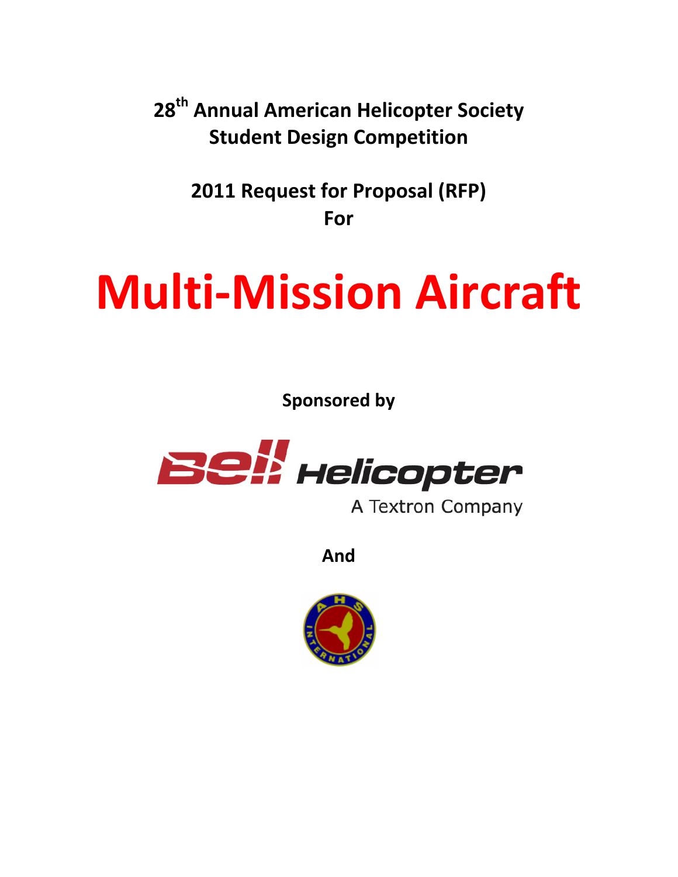**28th Annual American Helicopter Society Student Design Competition**

**2011 Request for Proposal (RFP) For**

# Multi-Mission Aircraft

**Sponsored by**

Bell Helicopter

A Textron Company

**And**

AHS International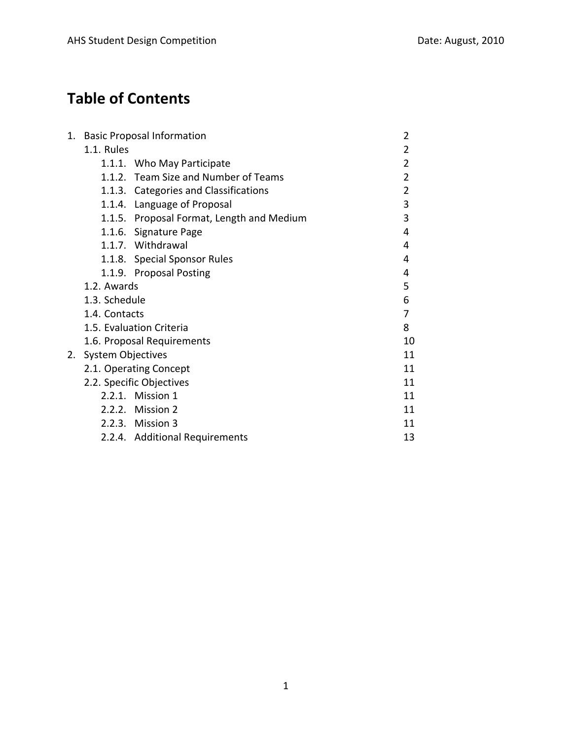# Table of Contents

| | | |
|---|---|---|
| 1. | Basic Proposal Information | 2 |
| | 1.1. Rules | 2 |
| | 1.1.1. Who May Participate | 2 |
| | 1.1.2. Team Size and Number of Teams | 2 |
| | 1.1.3. Categories and Classifications | 2 |
| | 1.1.4. Language of Proposal | 3 |
| | 1.1.5. Proposal Format, Length and Medium | 3 |
| | 1.1.6. Signature Page | 4 |
| | 1.1.7. Withdrawal | 4 |
| | 1.1.8. Special Sponsor Rules | 4 |
| | 1.1.9. Proposal Posting | 4 |
| | 1.2. Awards | 5 |
| | 1.3. Schedule | 6 |
| | 1.4. Contacts | 7 |
| | 1.5. Evaluation Criteria | 8 |
| | 1.6. Proposal Requirements | 10 |
| 2. | System Objectives | 11 |
| | 2.1. Operating Concept | 11 |
| | 2.2. Specific Objectives | 11 |
| | 2.2.1. Mission 1 | 11 |
| | 2.2.2. Mission 2 | 11 |
| | 2.2.3. Mission 3 | 11 |
| | 2.2.4. Additional Requirements | 13 |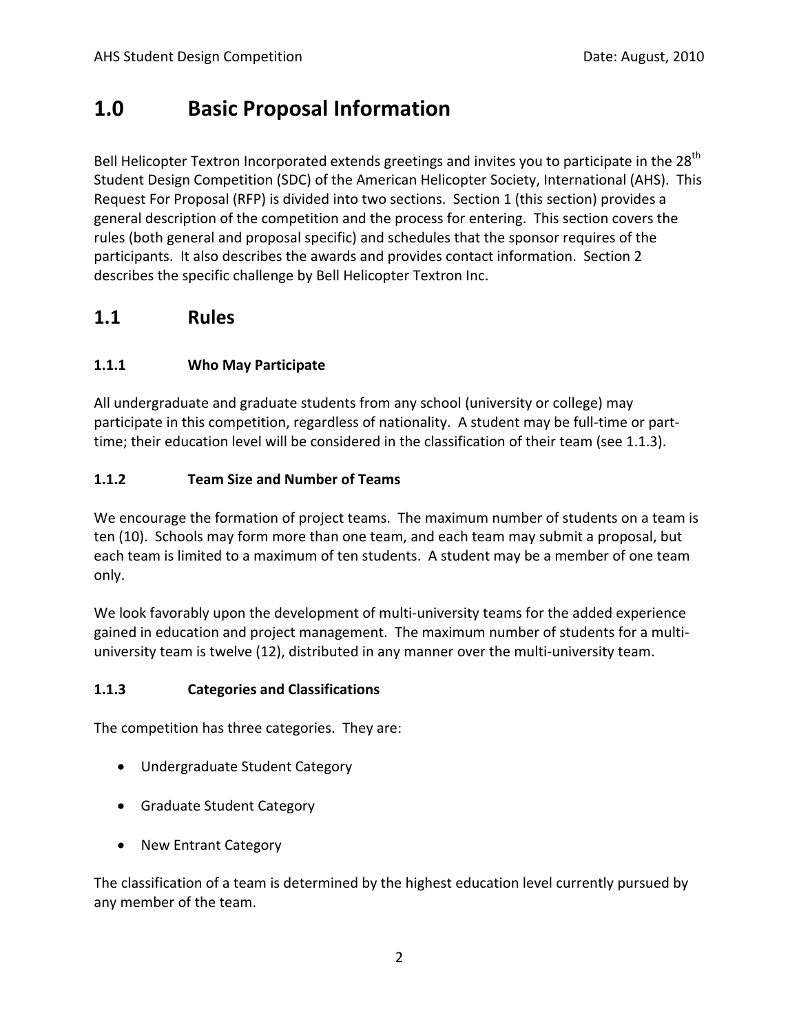# 1.0 Basic Proposal Information

Bell Helicopter Textron Incorporated extends greetings and invites you to participate in the 28th Student Design Competition (SDC) of the American Helicopter Society, International (AHS). This Request For Proposal (RFP) is divided into two sections. Section 1 (this section) provides a general description of the competition and the process for entering. This section covers the rules (both general and proposal specific) and schedules that the sponsor requires of the participants. It also describes the awards and provides contact information. Section 2 describes the specific challenge by Bell Helicopter Textron Inc.

## 1.1 Rules

### 1.1.1 Who May Participate

All undergraduate and graduate students from any school (university or college) may participate in this competition, regardless of nationality. A student may be full-time or part-time; their education level will be considered in the classification of their team (see 1.1.3).

### 1.1.2 Team Size and Number of Teams

We encourage the formation of project teams. The maximum number of students on a team is ten (10). Schools may form more than one team, and each team may submit a proposal, but each team is limited to a maximum of ten students. A student may be a member of one team only.

We look favorably upon the development of multi-university teams for the added experience gained in education and project management. The maximum number of students for a multi-university team is twelve (12), distributed in any manner over the multi-university team.

### 1.1.3 Categories and Classifications

The competition has three categories. They are:

- Undergraduate Student Category
- Graduate Student Category
- New Entrant Category

The classification of a team is determined by the highest education level currently pursued by any member of the team.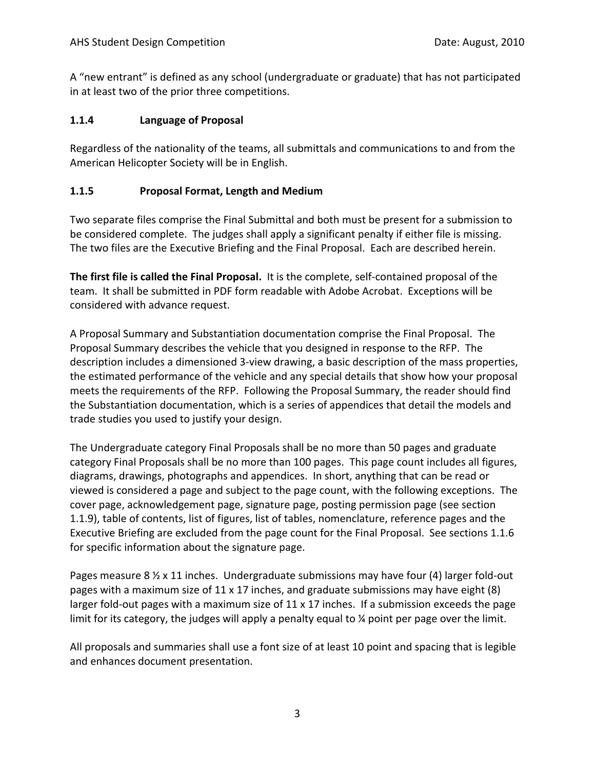A "new entrant" is defined as any school (undergraduate or graduate) that has not participated in at least two of the prior three competitions.

### 1.1.4 Language of Proposal

Regardless of the nationality of the teams, all submittals and communications to and from the American Helicopter Society will be in English.

### 1.1.5 Proposal Format, Length and Medium

Two separate files comprise the Final Submittal and both must be present for a submission to be considered complete. The judges shall apply a significant penalty if either file is missing. The two files are the Executive Briefing and the Final Proposal. Each are described herein.

**The first file is called the Final Proposal.** It is the complete, self-contained proposal of the team. It shall be submitted in PDF form readable with Adobe Acrobat. Exceptions will be considered with advance request.

A Proposal Summary and Substantiation documentation comprise the Final Proposal. The Proposal Summary describes the vehicle that you designed in response to the RFP. The description includes a dimensioned 3-view drawing, a basic description of the mass properties, the estimated performance of the vehicle and any special details that show how your proposal meets the requirements of the RFP. Following the Proposal Summary, the reader should find the Substantiation documentation, which is a series of appendices that detail the models and trade studies you used to justify your design.

The Undergraduate category Final Proposals shall be no more than 50 pages and graduate category Final Proposals shall be no more than 100 pages. This page count includes all figures, diagrams, drawings, photographs and appendices. In short, anything that can be read or viewed is considered a page and subject to the page count, with the following exceptions. The cover page, acknowledgement page, signature page, posting permission page (see section 1.1.9), table of contents, list of figures, list of tables, nomenclature, reference pages and the Executive Briefing are excluded from the page count for the Final Proposal. See sections 1.1.6 for specific information about the signature page.

Pages measure 8 ½ x 11 inches. Undergraduate submissions may have four (4) larger fold-out pages with a maximum size of 11 x 17 inches, and graduate submissions may have eight (8) larger fold-out pages with a maximum size of 11 x 17 inches. If a submission exceeds the page limit for its category, the judges will apply a penalty equal to ¼ point per page over the limit.

All proposals and summaries shall use a font size of at least 10 point and spacing that is legible and enhances document presentation.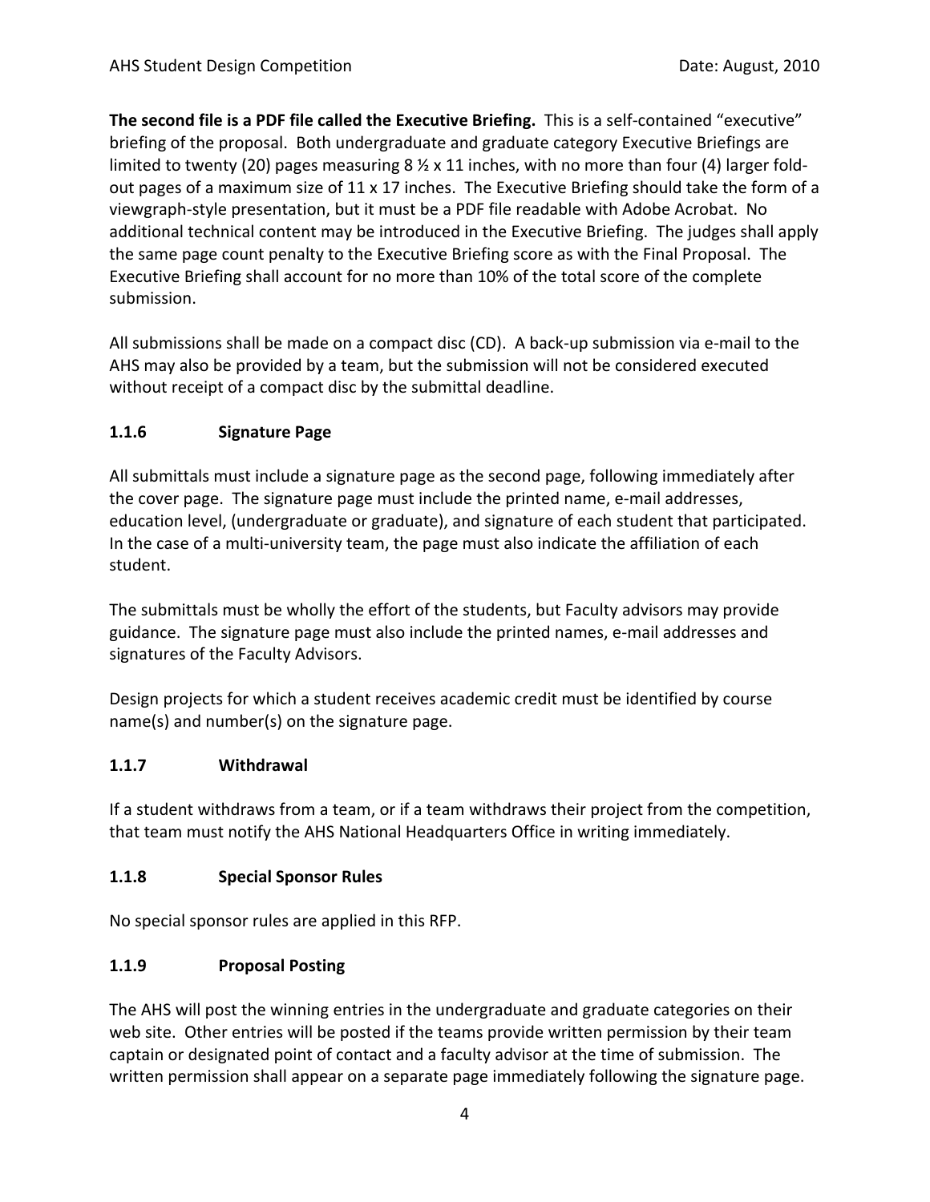**The second file is a PDF file called the Executive Briefing.** This is a self-contained "executive" briefing of the proposal. Both undergraduate and graduate category Executive Briefings are limited to twenty (20) pages measuring 8 ½ x 11 inches, with no more than four (4) larger fold-out pages of a maximum size of 11 x 17 inches. The Executive Briefing should take the form of a viewgraph-style presentation, but it must be a PDF file readable with Adobe Acrobat. No additional technical content may be introduced in the Executive Briefing. The judges shall apply the same page count penalty to the Executive Briefing score as with the Final Proposal. The Executive Briefing shall account for no more than 10% of the total score of the complete submission.

All submissions shall be made on a compact disc (CD). A back-up submission via e-mail to the AHS may also be provided by a team, but the submission will not be considered executed without receipt of a compact disc by the submittal deadline.

### 1.1.6 Signature Page

All submittals must include a signature page as the second page, following immediately after the cover page. The signature page must include the printed name, e-mail addresses, education level, (undergraduate or graduate), and signature of each student that participated. In the case of a multi-university team, the page must also indicate the affiliation of each student.

The submittals must be wholly the effort of the students, but Faculty advisors may provide guidance. The signature page must also include the printed names, e-mail addresses and signatures of the Faculty Advisors.

Design projects for which a student receives academic credit must be identified by course name(s) and number(s) on the signature page.

### 1.1.7 Withdrawal

If a student withdraws from a team, or if a team withdraws their project from the competition, that team must notify the AHS National Headquarters Office in writing immediately.

### 1.1.8 Special Sponsor Rules

No special sponsor rules are applied in this RFP.

### 1.1.9 Proposal Posting

The AHS will post the winning entries in the undergraduate and graduate categories on their web site. Other entries will be posted if the teams provide written permission by their team captain or designated point of contact and a faculty advisor at the time of submission. The written permission shall appear on a separate page immediately following the signature page.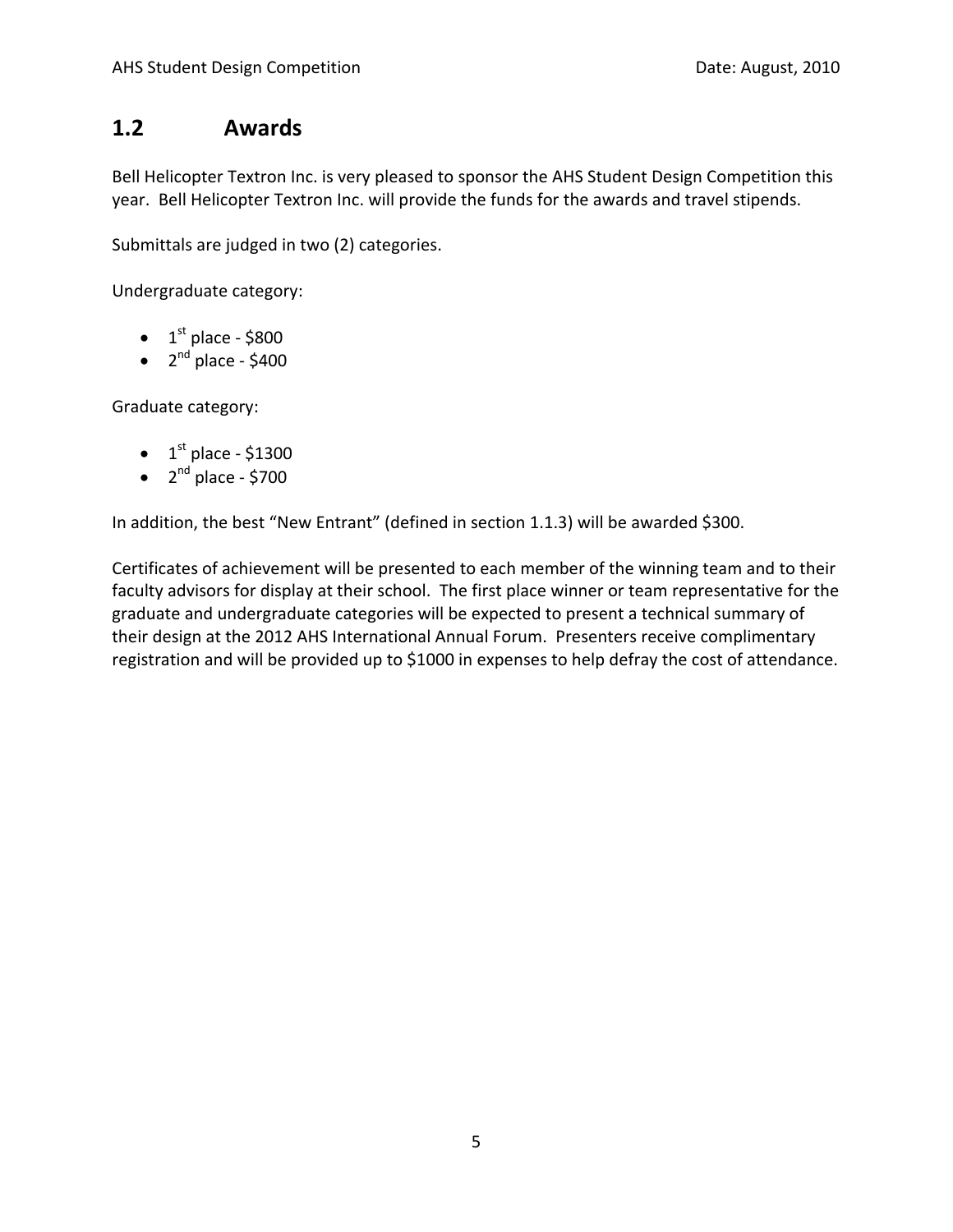## 1.2 Awards

Bell Helicopter Textron Inc. is very pleased to sponsor the AHS Student Design Competition this year. Bell Helicopter Textron Inc. will provide the funds for the awards and travel stipends.

Submittals are judged in two (2) categories.

Undergraduate category:

- 1st place - $800
- 2nd place - $400

Graduate category:

- 1st place - $1300
- 2nd place - $700

In addition, the best "New Entrant" (defined in section 1.1.3) will be awarded $300.

Certificates of achievement will be presented to each member of the winning team and to their faculty advisors for display at their school. The first place winner or team representative for the graduate and undergraduate categories will be expected to present a technical summary of their design at the 2012 AHS International Annual Forum. Presenters receive complimentary registration and will be provided up to $1000 in expenses to help defray the cost of attendance.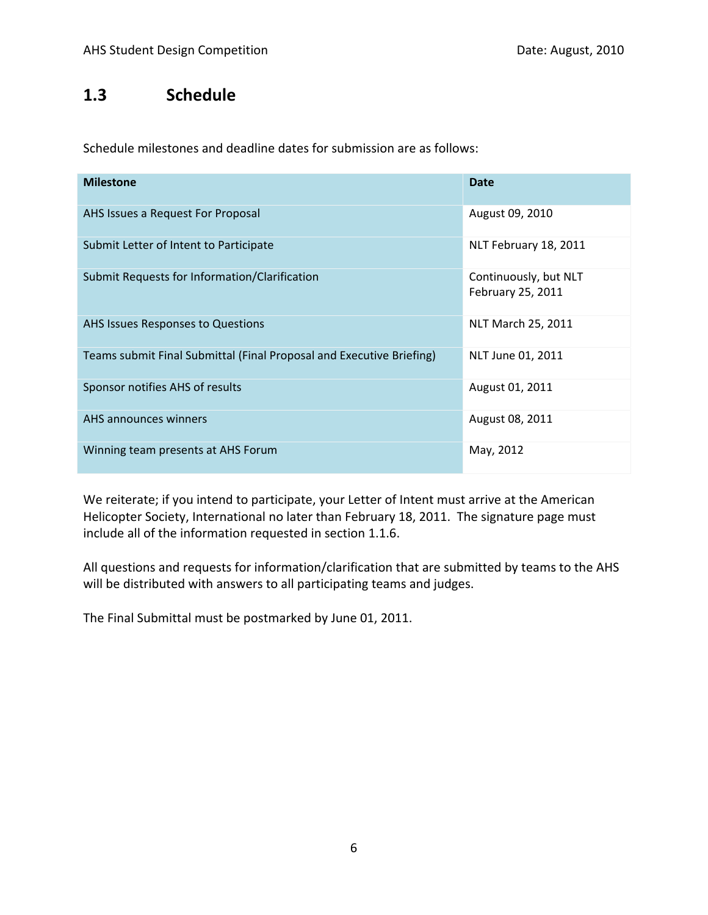## 1.3 Schedule

Schedule milestones and deadline dates for submission are as follows:

| Milestone | Date |
|---|---|
| AHS Issues a Request For Proposal | August 09, 2010 |
| Submit Letter of Intent to Participate | NLT February 18, 2011 |
| Submit Requests for Information/Clarification | Continuously, but NLT February 25, 2011 |
| AHS Issues Responses to Questions | NLT March 25, 2011 |
| Teams submit Final Submittal (Final Proposal and Executive Briefing) | NLT June 01, 2011 |
| Sponsor notifies AHS of results | August 01, 2011 |
| AHS announces winners | August 08, 2011 |
| Winning team presents at AHS Forum | May, 2012 |

We reiterate; if you intend to participate, your Letter of Intent must arrive at the American Helicopter Society, International no later than February 18, 2011. The signature page must include all of the information requested in section 1.1.6.

All questions and requests for information/clarification that are submitted by teams to the AHS will be distributed with answers to all participating teams and judges.

The Final Submittal must be postmarked by June 01, 2011.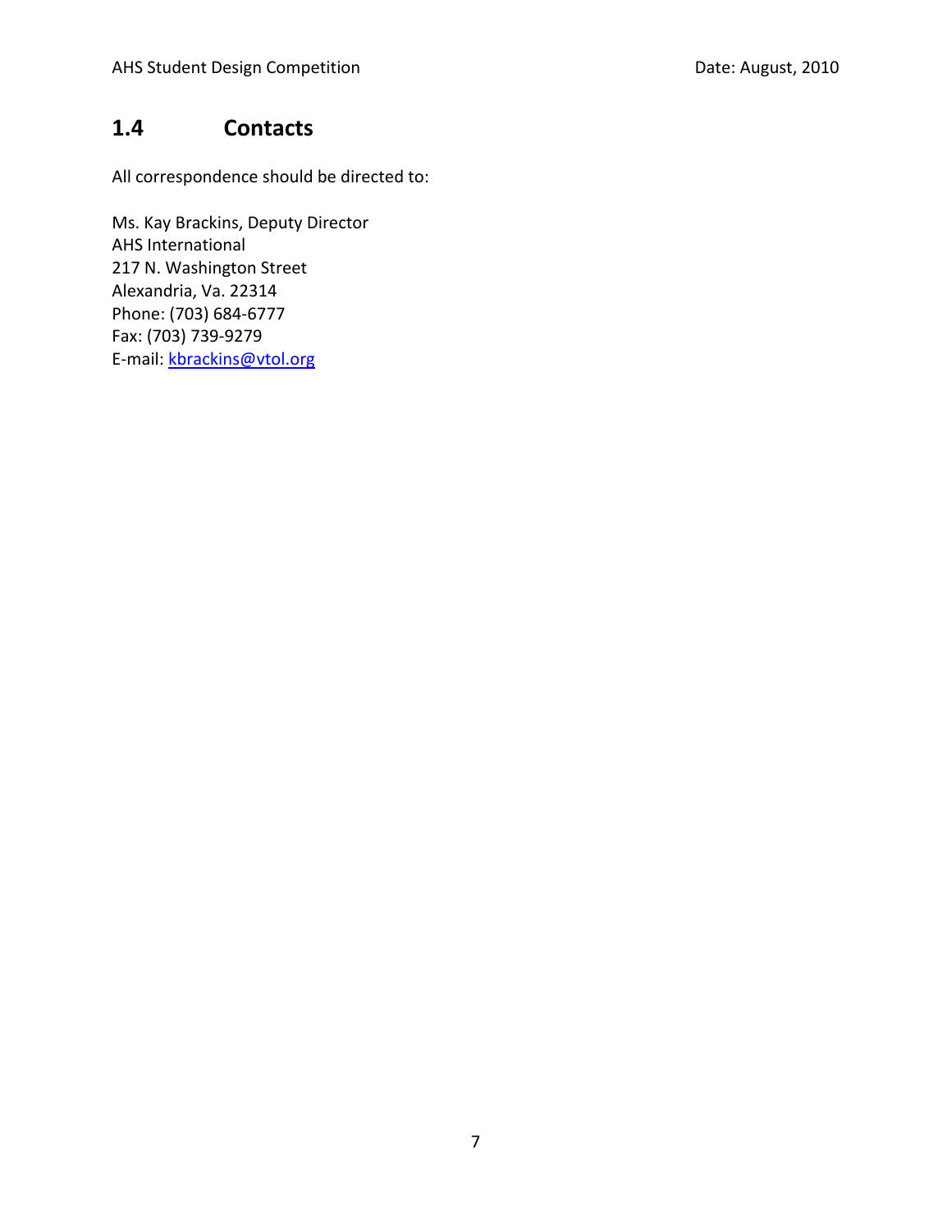## 1.4 Contacts

All correspondence should be directed to:

Ms. Kay Brackins, Deputy Director
AHS International
217 N. Washington Street
Alexandria, Va. 22314
Phone: (703) 684-6777
Fax: (703) 739-9279
E-mail: kbrackins@vtol.org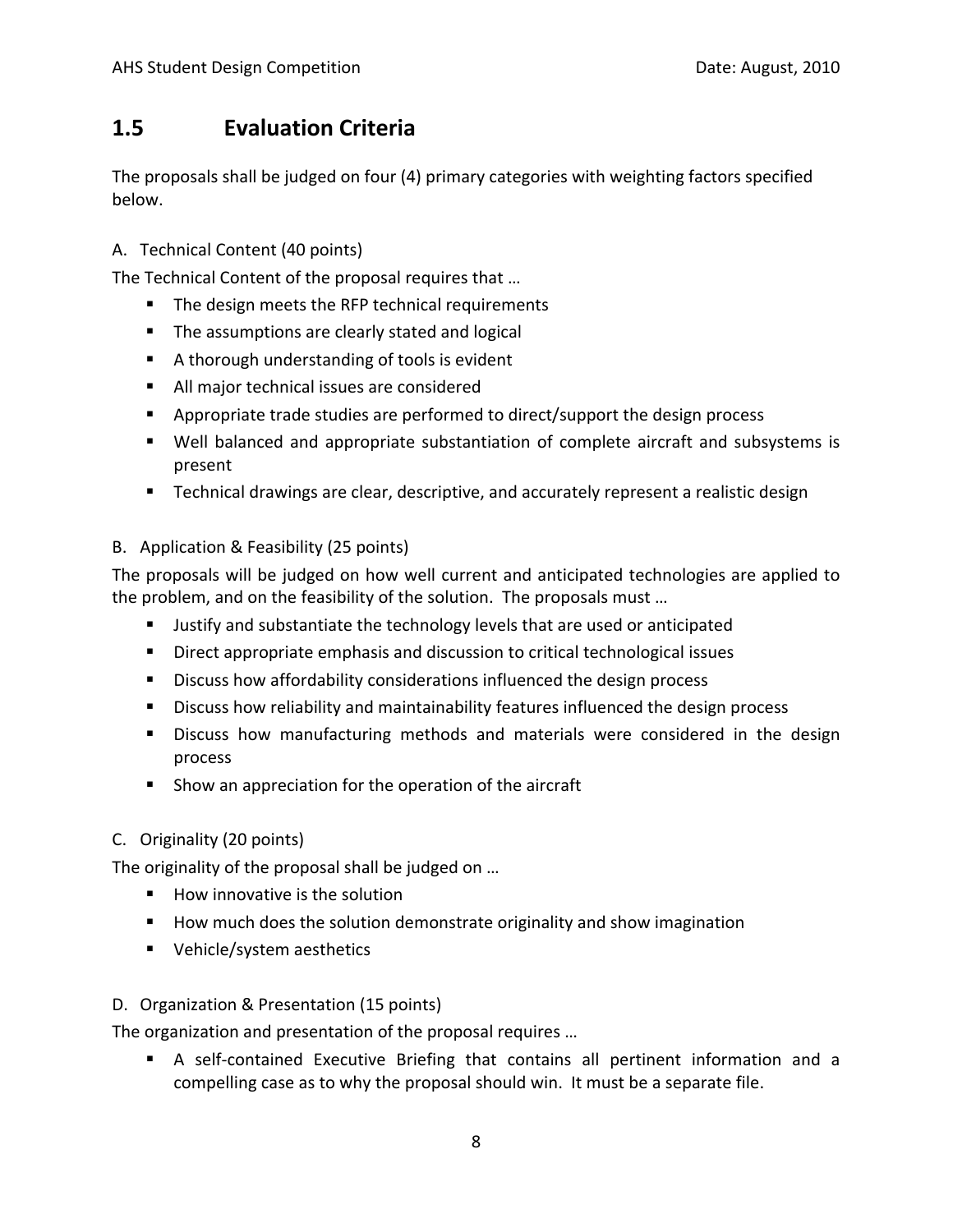## 1.5 Evaluation Criteria

The proposals shall be judged on four (4) primary categories with weighting factors specified below.

A. Technical Content (40 points)

The Technical Content of the proposal requires that …

- The design meets the RFP technical requirements
- The assumptions are clearly stated and logical
- A thorough understanding of tools is evident
- All major technical issues are considered
- Appropriate trade studies are performed to direct/support the design process
- Well balanced and appropriate substantiation of complete aircraft and subsystems is present
- Technical drawings are clear, descriptive, and accurately represent a realistic design

B. Application & Feasibility (25 points)

The proposals will be judged on how well current and anticipated technologies are applied to the problem, and on the feasibility of the solution. The proposals must …

- Justify and substantiate the technology levels that are used or anticipated
- Direct appropriate emphasis and discussion to critical technological issues
- Discuss how affordability considerations influenced the design process
- Discuss how reliability and maintainability features influenced the design process
- Discuss how manufacturing methods and materials were considered in the design process
- Show an appreciation for the operation of the aircraft

C. Originality (20 points)

The originality of the proposal shall be judged on …

- How innovative is the solution
- How much does the solution demonstrate originality and show imagination
- Vehicle/system aesthetics

D. Organization & Presentation (15 points)

The organization and presentation of the proposal requires …

- A self-contained Executive Briefing that contains all pertinent information and a compelling case as to why the proposal should win. It must be a separate file.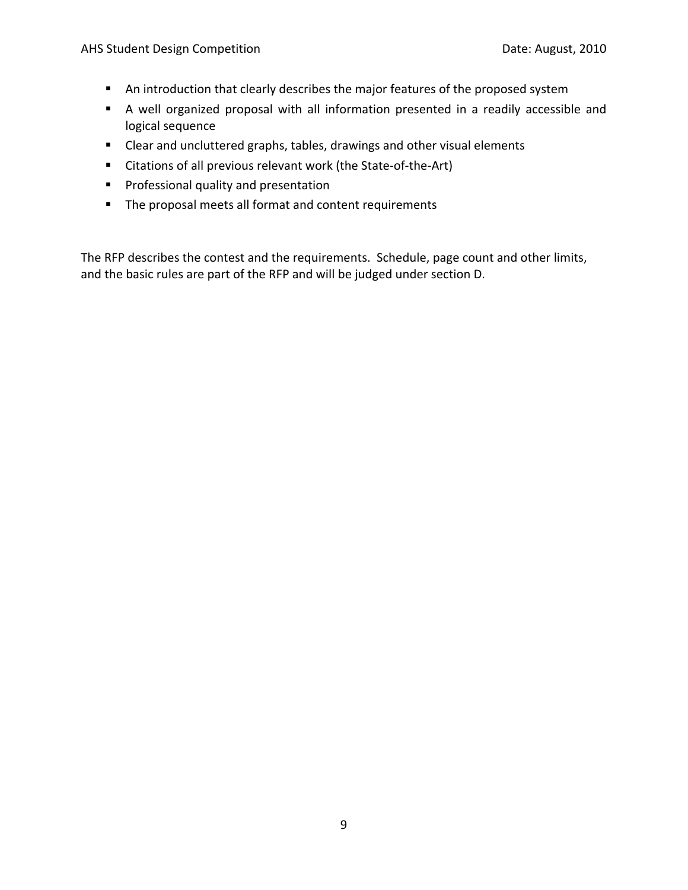- An introduction that clearly describes the major features of the proposed system
- A well organized proposal with all information presented in a readily accessible and logical sequence
- Clear and uncluttered graphs, tables, drawings and other visual elements
- Citations of all previous relevant work (the State-of-the-Art)
- Professional quality and presentation
- The proposal meets all format and content requirements

The RFP describes the contest and the requirements. Schedule, page count and other limits, and the basic rules are part of the RFP and will be judged under section D.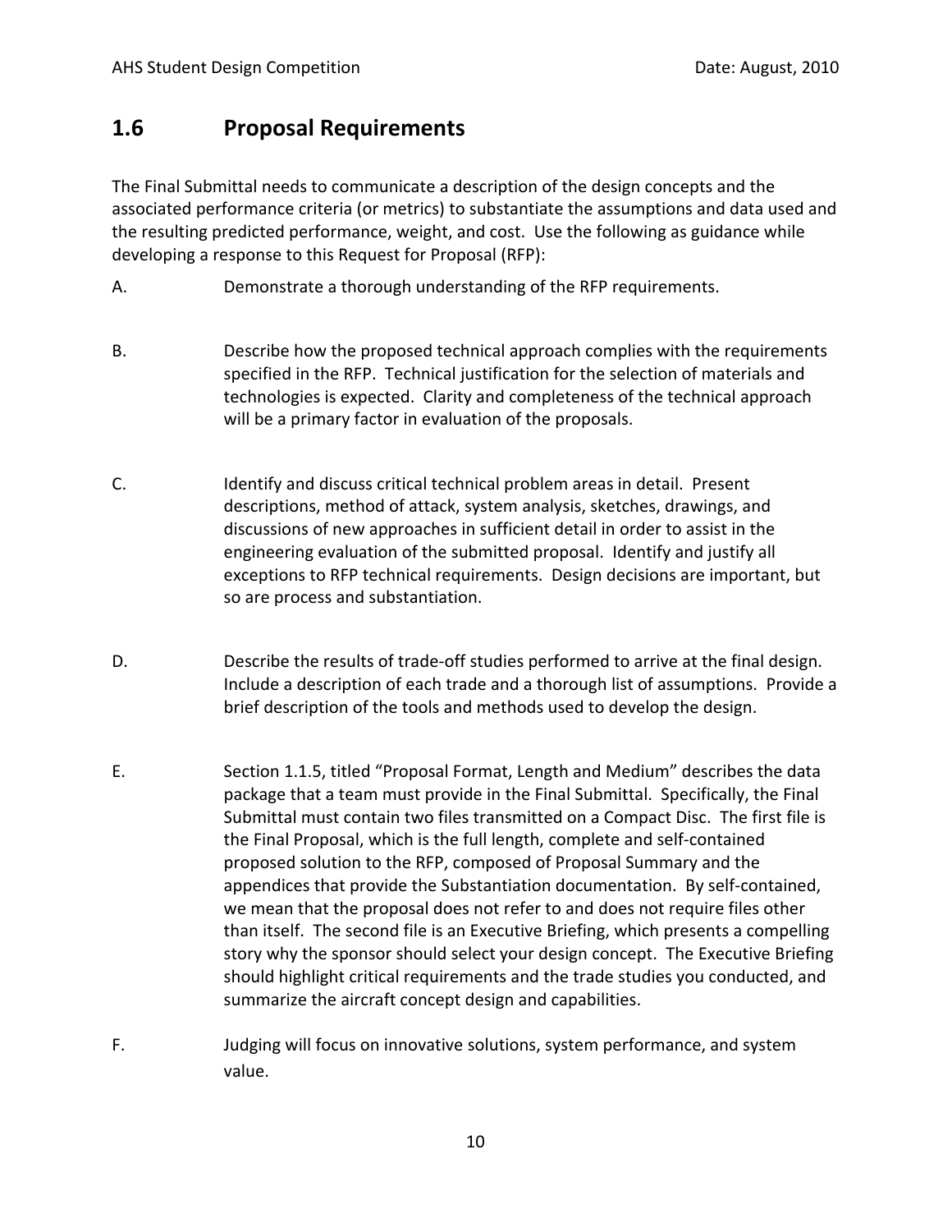## 1.6 Proposal Requirements

The Final Submittal needs to communicate a description of the design concepts and the associated performance criteria (or metrics) to substantiate the assumptions and data used and the resulting predicted performance, weight, and cost. Use the following as guidance while developing a response to this Request for Proposal (RFP):

A. Demonstrate a thorough understanding of the RFP requirements.

B. Describe how the proposed technical approach complies with the requirements specified in the RFP. Technical justification for the selection of materials and technologies is expected. Clarity and completeness of the technical approach will be a primary factor in evaluation of the proposals.

C. Identify and discuss critical technical problem areas in detail. Present descriptions, method of attack, system analysis, sketches, drawings, and discussions of new approaches in sufficient detail in order to assist in the engineering evaluation of the submitted proposal. Identify and justify all exceptions to RFP technical requirements. Design decisions are important, but so are process and substantiation.

D. Describe the results of trade-off studies performed to arrive at the final design. Include a description of each trade and a thorough list of assumptions. Provide a brief description of the tools and methods used to develop the design.

E. Section 1.1.5, titled "Proposal Format, Length and Medium" describes the data package that a team must provide in the Final Submittal. Specifically, the Final Submittal must contain two files transmitted on a Compact Disc. The first file is the Final Proposal, which is the full length, complete and self-contained proposed solution to the RFP, composed of Proposal Summary and the appendices that provide the Substantiation documentation. By self-contained, we mean that the proposal does not refer to and does not require files other than itself. The second file is an Executive Briefing, which presents a compelling story why the sponsor should select your design concept. The Executive Briefing should highlight critical requirements and the trade studies you conducted, and summarize the aircraft concept design and capabilities.

F. Judging will focus on innovative solutions, system performance, and system value.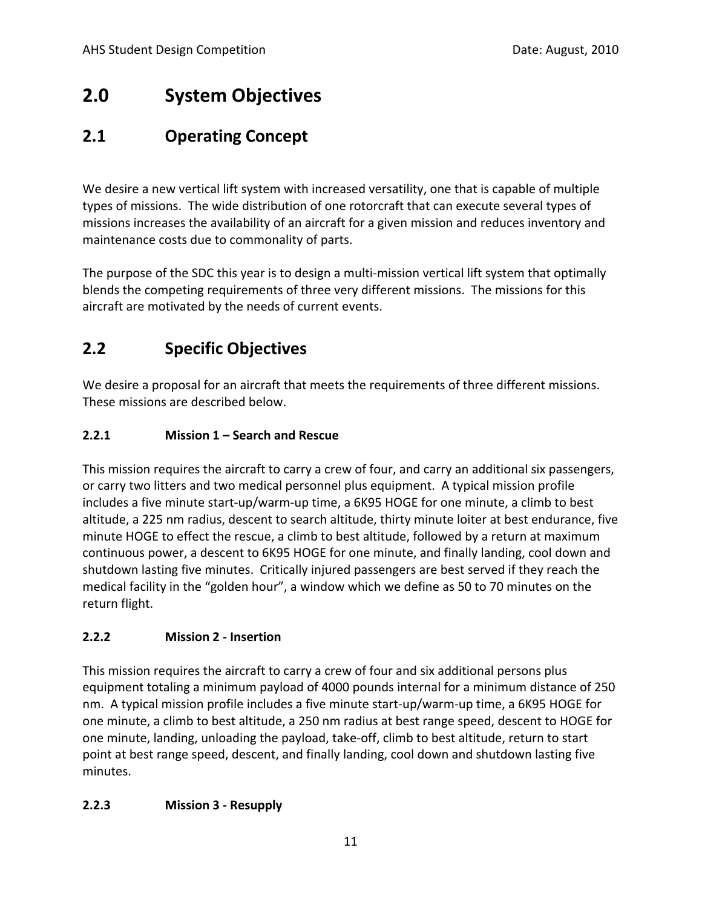# 2.0 System Objectives

## 2.1 Operating Concept

We desire a new vertical lift system with increased versatility, one that is capable of multiple types of missions. The wide distribution of one rotorcraft that can execute several types of missions increases the availability of an aircraft for a given mission and reduces inventory and maintenance costs due to commonality of parts.

The purpose of the SDC this year is to design a multi-mission vertical lift system that optimally blends the competing requirements of three very different missions. The missions for this aircraft are motivated by the needs of current events.

## 2.2 Specific Objectives

We desire a proposal for an aircraft that meets the requirements of three different missions. These missions are described below.

### 2.2.1 Mission 1 – Search and Rescue

This mission requires the aircraft to carry a crew of four, and carry an additional six passengers, or carry two litters and two medical personnel plus equipment. A typical mission profile includes a five minute start-up/warm-up time, a 6K95 HOGE for one minute, a climb to best altitude, a 225 nm radius, descent to search altitude, thirty minute loiter at best endurance, five minute HOGE to effect the rescue, a climb to best altitude, followed by a return at maximum continuous power, a descent to 6K95 HOGE for one minute, and finally landing, cool down and shutdown lasting five minutes. Critically injured passengers are best served if they reach the medical facility in the "golden hour", a window which we define as 50 to 70 minutes on the return flight.

### 2.2.2 Mission 2 - Insertion

This mission requires the aircraft to carry a crew of four and six additional persons plus equipment totaling a minimum payload of 4000 pounds internal for a minimum distance of 250 nm. A typical mission profile includes a five minute start-up/warm-up time, a 6K95 HOGE for one minute, a climb to best altitude, a 250 nm radius at best range speed, descent to HOGE for one minute, landing, unloading the payload, take-off, climb to best altitude, return to start point at best range speed, descent, and finally landing, cool down and shutdown lasting five minutes.

### 2.2.3 Mission 3 - Resupply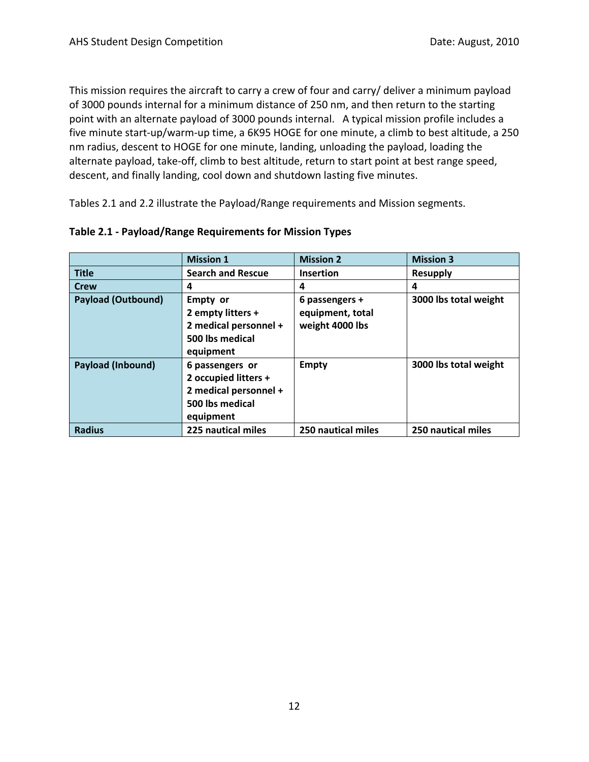This mission requires the aircraft to carry a crew of four and carry/ deliver a minimum payload of 3000 pounds internal for a minimum distance of 250 nm, and then return to the starting point with an alternate payload of 3000 pounds internal. A typical mission profile includes a five minute start-up/warm-up time, a 6K95 HOGE for one minute, a climb to best altitude, a 250 nm radius, descent to HOGE for one minute, landing, unloading the payload, loading the alternate payload, take-off, climb to best altitude, return to start point at best range speed, descent, and finally landing, cool down and shutdown lasting five minutes.

Tables 2.1 and 2.2 illustrate the Payload/Range requirements and Mission segments.

**Table 2.1 - Payload/Range Requirements for Mission Types**

| | **Mission 1** | **Mission 2** | **Mission 3** |
|---|---|---|---|
| **Title** | **Search and Rescue** | **Insertion** | **Resupply** |
| **Crew** | **4** | **4** | **4** |
| **Payload (Outbound)** | **Empty or 2 empty litters + 2 medical personnel + 500 lbs medical equipment** | **6 passengers + equipment, total weight 4000 lbs** | **3000 lbs total weight** |
| **Payload (Inbound)** | **6 passengers or 2 occupied litters + 2 medical personnel + 500 lbs medical equipment** | **Empty** | **3000 lbs total weight** |
| **Radius** | **225 nautical miles** | **250 nautical miles** | **250 nautical miles** |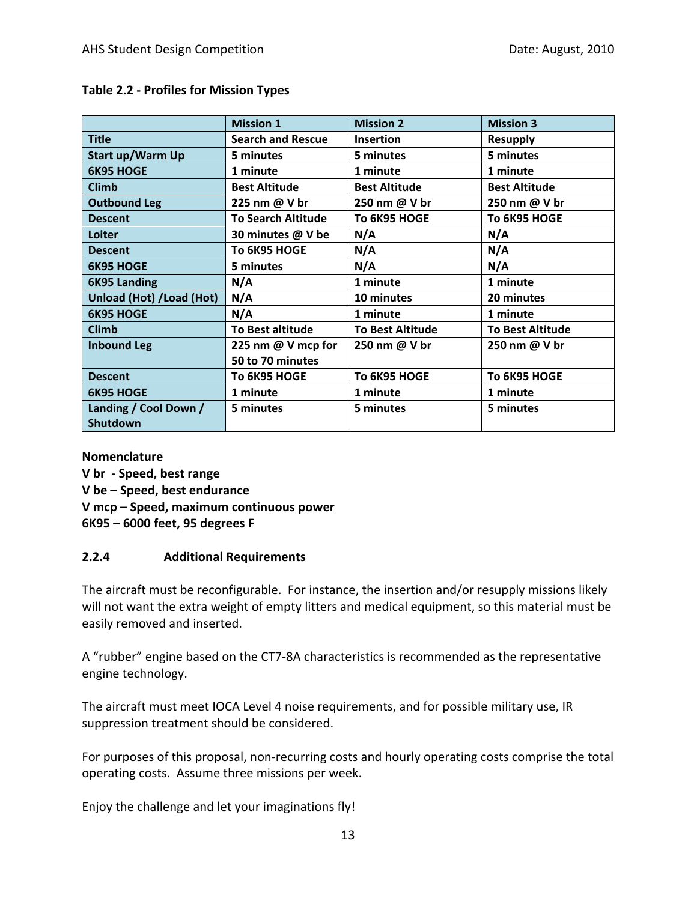**Table 2.2 - Profiles for Mission Types**

| | Mission 1 | Mission 2 | Mission 3 |
|---|---|---|---|
| **Title** | **Search and Rescue** | **Insertion** | **Resupply** |
| **Start up/Warm Up** | **5 minutes** | **5 minutes** | **5 minutes** |
| **6K95 HOGE** | **1 minute** | **1 minute** | **1 minute** |
| **Climb** | **Best Altitude** | **Best Altitude** | **Best Altitude** |
| **Outbound Leg** | **225 nm @ V br** | **250 nm @ V br** | **250 nm @ V br** |
| **Descent** | **To Search Altitude** | **To 6K95 HOGE** | **To 6K95 HOGE** |
| **Loiter** | **30 minutes @ V be** | **N/A** | **N/A** |
| **Descent** | **To 6K95 HOGE** | **N/A** | **N/A** |
| **6K95 HOGE** | **5 minutes** | **N/A** | **N/A** |
| **6K95 Landing** | **N/A** | **1 minute** | **1 minute** |
| **Unload (Hot) /Load (Hot)** | **N/A** | **10 minutes** | **20 minutes** |
| **6K95 HOGE** | **N/A** | **1 minute** | **1 minute** |
| **Climb** | **To Best altitude** | **To Best Altitude** | **To Best Altitude** |
| **Inbound Leg** | **225 nm @ V mcp for 50 to 70 minutes** | **250 nm @ V br** | **250 nm @ V br** |
| **Descent** | **To 6K95 HOGE** | **To 6K95 HOGE** | **To 6K95 HOGE** |
| **6K95 HOGE** | **1 minute** | **1 minute** | **1 minute** |
| **Landing / Cool Down / Shutdown** | **5 minutes** | **5 minutes** | **5 minutes** |

**Nomenclature**
**V br - Speed, best range**
**V be – Speed, best endurance**
**V mcp – Speed, maximum continuous power**
**6K95 – 6000 feet, 95 degrees F**

### 2.2.4 Additional Requirements

The aircraft must be reconfigurable. For instance, the insertion and/or resupply missions likely will not want the extra weight of empty litters and medical equipment, so this material must be easily removed and inserted.

A "rubber" engine based on the CT7-8A characteristics is recommended as the representative engine technology.

The aircraft must meet IOCA Level 4 noise requirements, and for possible military use, IR suppression treatment should be considered.

For purposes of this proposal, non-recurring costs and hourly operating costs comprise the total operating costs. Assume three missions per week.

Enjoy the challenge and let your imaginations fly!